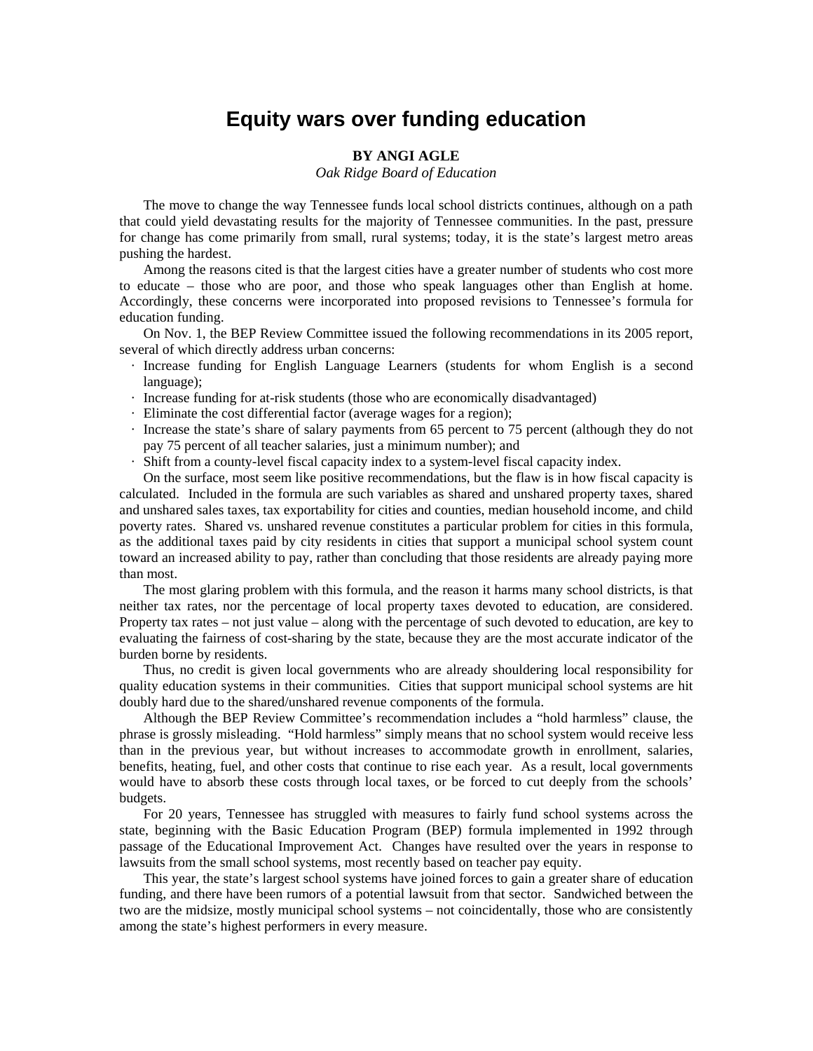# Equity wars over funding education

**BY ANGI AGLE**

*Oak Ridge Board of Education*

The move to change the way Tennessee funds local school districts continues, although on a path that could yield devastating results for the majority of Tennessee communities. In the past, pressure for change has come primarily from small, rural systems; today, it is the state's largest metro areas pushing the hardest.

Among the reasons cited is that the largest cities have a greater number of students who cost more to educate – those who are poor, and those who speak languages other than English at home. Accordingly, these concerns were incorporated into proposed revisions to Tennessee's formula for education funding.

On Nov. 1, the BEP Review Committee issued the following recommendations in its 2005 report, several of which directly address urban concerns:

- Increase funding for English Language Learners (students for whom English is a second language);
- Increase funding for at-risk students (those who are economically disadvantaged)
- Eliminate the cost differential factor (average wages for a region);
- Increase the state's share of salary payments from 65 percent to 75 percent (although they do not pay 75 percent of all teacher salaries, just a minimum number); and
- Shift from a county-level fiscal capacity index to a system-level fiscal capacity index.

On the surface, most seem like positive recommendations, but the flaw is in how fiscal capacity is calculated. Included in the formula are such variables as shared and unshared property taxes, shared and unshared sales taxes, tax exportability for cities and counties, median household income, and child poverty rates. Shared vs. unshared revenue constitutes a particular problem for cities in this formula, as the additional taxes paid by city residents in cities that support a municipal school system count toward an increased ability to pay, rather than concluding that those residents are already paying more than most.

The most glaring problem with this formula, and the reason it harms many school districts, is that neither tax rates, nor the percentage of local property taxes devoted to education, are considered. Property tax rates – not just value – along with the percentage of such devoted to education, are key to evaluating the fairness of cost-sharing by the state, because they are the most accurate indicator of the burden borne by residents.

Thus, no credit is given local governments who are already shouldering local responsibility for quality education systems in their communities. Cities that support municipal school systems are hit doubly hard due to the shared/unshared revenue components of the formula.

Although the BEP Review Committee's recommendation includes a "hold harmless" clause, the phrase is grossly misleading. "Hold harmless" simply means that no school system would receive less than in the previous year, but without increases to accommodate growth in enrollment, salaries, benefits, heating, fuel, and other costs that continue to rise each year. As a result, local governments would have to absorb these costs through local taxes, or be forced to cut deeply from the schools' budgets.

For 20 years, Tennessee has struggled with measures to fairly fund school systems across the state, beginning with the Basic Education Program (BEP) formula implemented in 1992 through passage of the Educational Improvement Act. Changes have resulted over the years in response to lawsuits from the small school systems, most recently based on teacher pay equity.

This year, the state's largest school systems have joined forces to gain a greater share of education funding, and there have been rumors of a potential lawsuit from that sector. Sandwiched between the two are the midsize, mostly municipal school systems – not coincidentally, those who are consistently among the state's highest performers in every measure.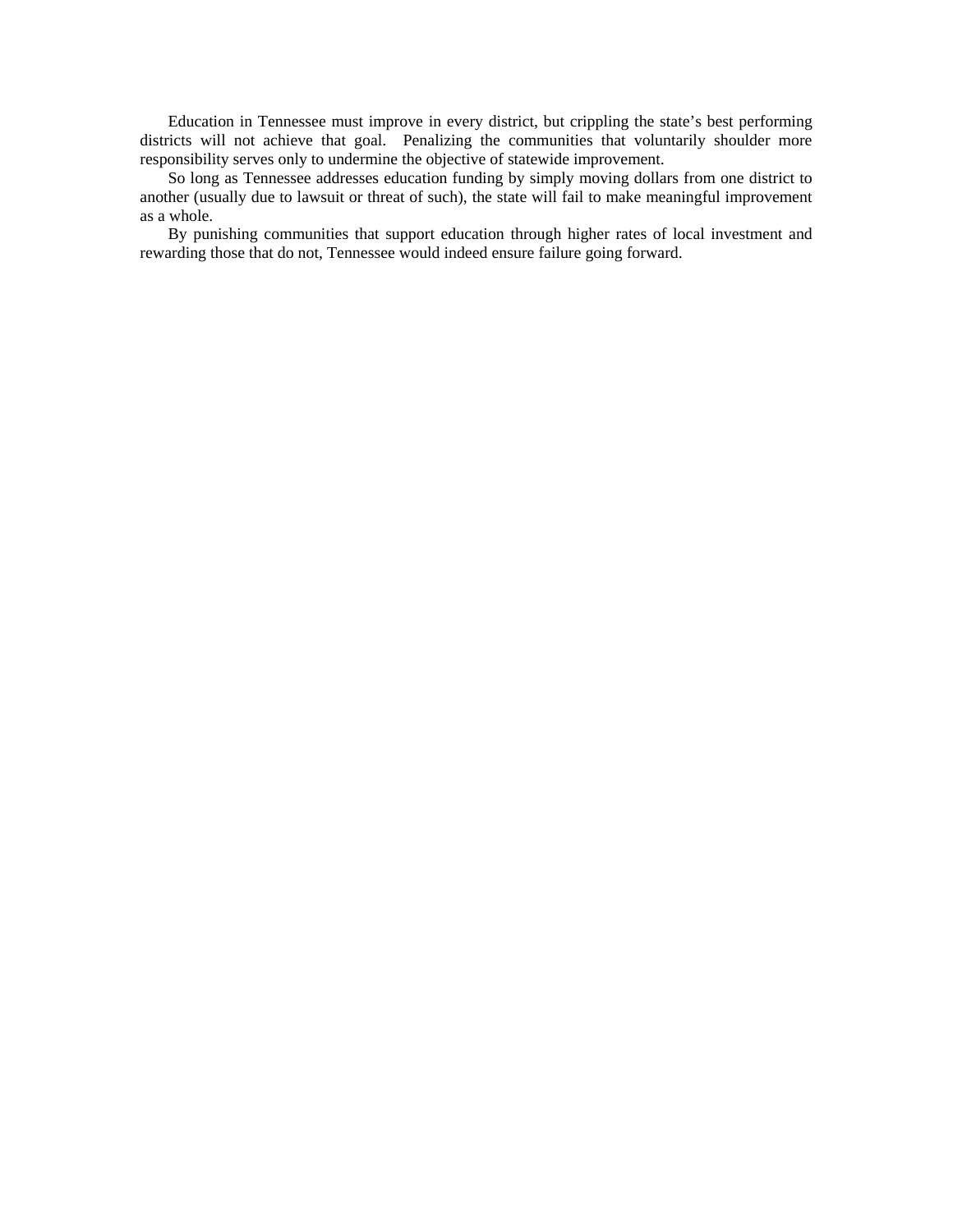Education in Tennessee must improve in every district, but crippling the state's best performing districts will not achieve that goal. Penalizing the communities that voluntarily shoulder more responsibility serves only to undermine the objective of statewide improvement.

So long as Tennessee addresses education funding by simply moving dollars from one district to another (usually due to lawsuit or threat of such), the state will fail to make meaningful improvement as a whole.

By punishing communities that support education through higher rates of local investment and rewarding those that do not, Tennessee would indeed ensure failure going forward.